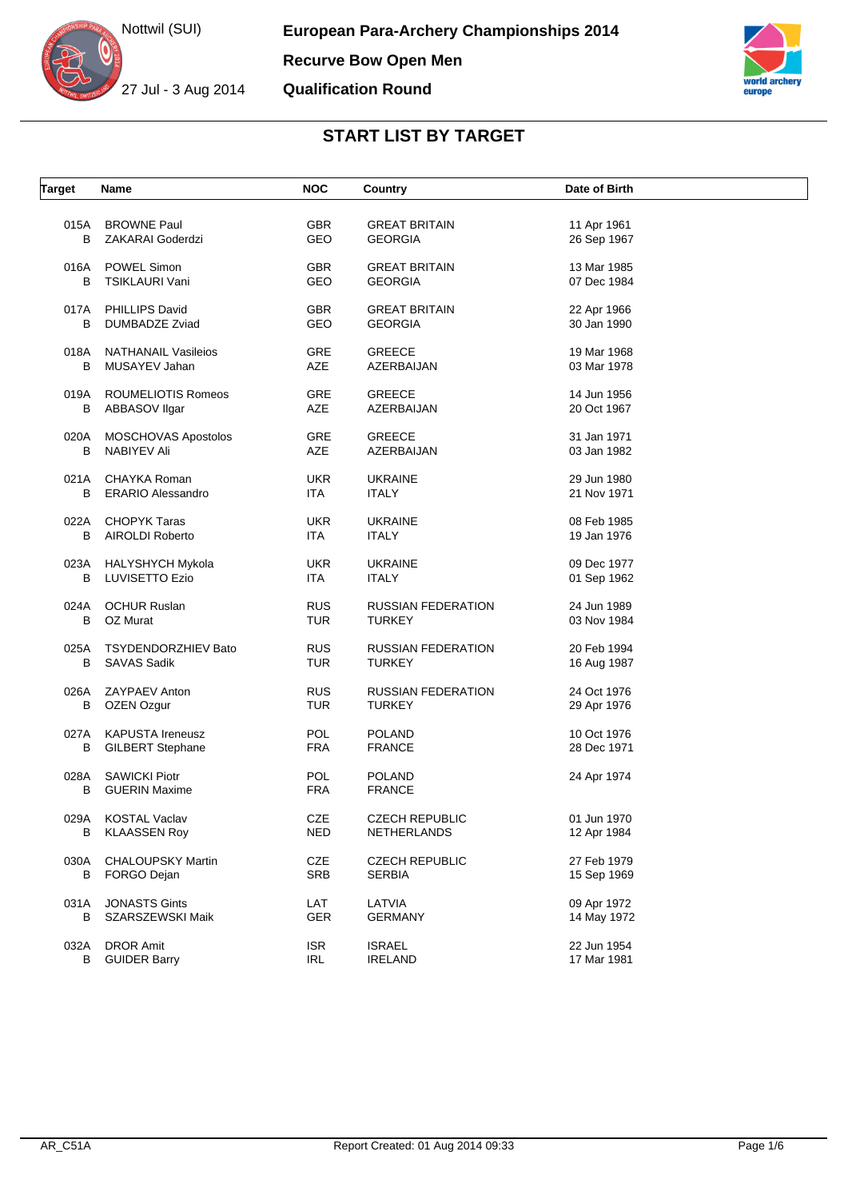Nottwil (SUI)

27 Jul - 3 Aug 2014

# European Para-Archery Championships 2014

## Recurve Bow Open Men

## Qualification Round

## START LIST BY TARGET

| Target | Name | NOC | Country | Date of Birth |
|---|---|---|---|---|
| 015A | BROWNE Paul | GBR | GREAT BRITAIN | 11 Apr 1961 |
| B | ZAKARAI Goderdzi | GEO | GEORGIA | 26 Sep 1967 |
| 016A | POWEL Simon | GBR | GREAT BRITAIN | 13 Mar 1985 |
| B | TSIKLAURI Vani | GEO | GEORGIA | 07 Dec 1984 |
| 017A | PHILLIPS David | GBR | GREAT BRITAIN | 22 Apr 1966 |
| B | DUMBADZE Zviad | GEO | GEORGIA | 30 Jan 1990 |
| 018A | NATHANAIL Vasileios | GRE | GREECE | 19 Mar 1968 |
| B | MUSAYEV Jahan | AZE | AZERBAIJAN | 03 Mar 1978 |
| 019A | ROUMELIOTIS Romeos | GRE | GREECE | 14 Jun 1956 |
| B | ABBASOV Ilgar | AZE | AZERBAIJAN | 20 Oct 1967 |
| 020A | MOSCHOVAS Apostolos | GRE | GREECE | 31 Jan 1971 |
| B | NABIYEV Ali | AZE | AZERBAIJAN | 03 Jan 1982 |
| 021A | CHAYKA Roman | UKR | UKRAINE | 29 Jun 1980 |
| B | ERARIO Alessandro | ITA | ITALY | 21 Nov 1971 |
| 022A | CHOPYK Taras | UKR | UKRAINE | 08 Feb 1985 |
| B | AIROLDI Roberto | ITA | ITALY | 19 Jan 1976 |
| 023A | HALYSHYCH Mykola | UKR | UKRAINE | 09 Dec 1977 |
| B | LUVISETTO Ezio | ITA | ITALY | 01 Sep 1962 |
| 024A | OCHUR Ruslan | RUS | RUSSIAN FEDERATION | 24 Jun 1989 |
| B | OZ Murat | TUR | TURKEY | 03 Nov 1984 |
| 025A | TSYDENDORZHIEV Bato | RUS | RUSSIAN FEDERATION | 20 Feb 1994 |
| B | SAVAS Sadik | TUR | TURKEY | 16 Aug 1987 |
| 026A | ZAYPAEV Anton | RUS | RUSSIAN FEDERATION | 24 Oct 1976 |
| B | OZEN Ozgur | TUR | TURKEY | 29 Apr 1976 |
| 027A | KAPUSTA Ireneusz | POL | POLAND | 10 Oct 1976 |
| B | GILBERT Stephane | FRA | FRANCE | 28 Dec 1971 |
| 028A | SAWICKI Piotr | POL | POLAND | 24 Apr 1974 |
| B | GUERIN Maxime | FRA | FRANCE | |
| 029A | KOSTAL Vaclav | CZE | CZECH REPUBLIC | 01 Jun 1970 |
| B | KLAASSEN Roy | NED | NETHERLANDS | 12 Apr 1984 |
| 030A | CHALOUPSKY Martin | CZE | CZECH REPUBLIC | 27 Feb 1979 |
| B | FORGO Dejan | SRB | SERBIA | 15 Sep 1969 |
| 031A | JONASTS Gints | LAT | LATVIA | 09 Apr 1972 |
| B | SZARSZEWSKI Maik | GER | GERMANY | 14 May 1972 |
| 032A | DROR Amit | ISR | ISRAEL | 22 Jun 1954 |
| B | GUIDER Barry | IRL | IRELAND | 17 Mar 1981 |

AR_C51A — Report Created: 01 Aug 2014 09:33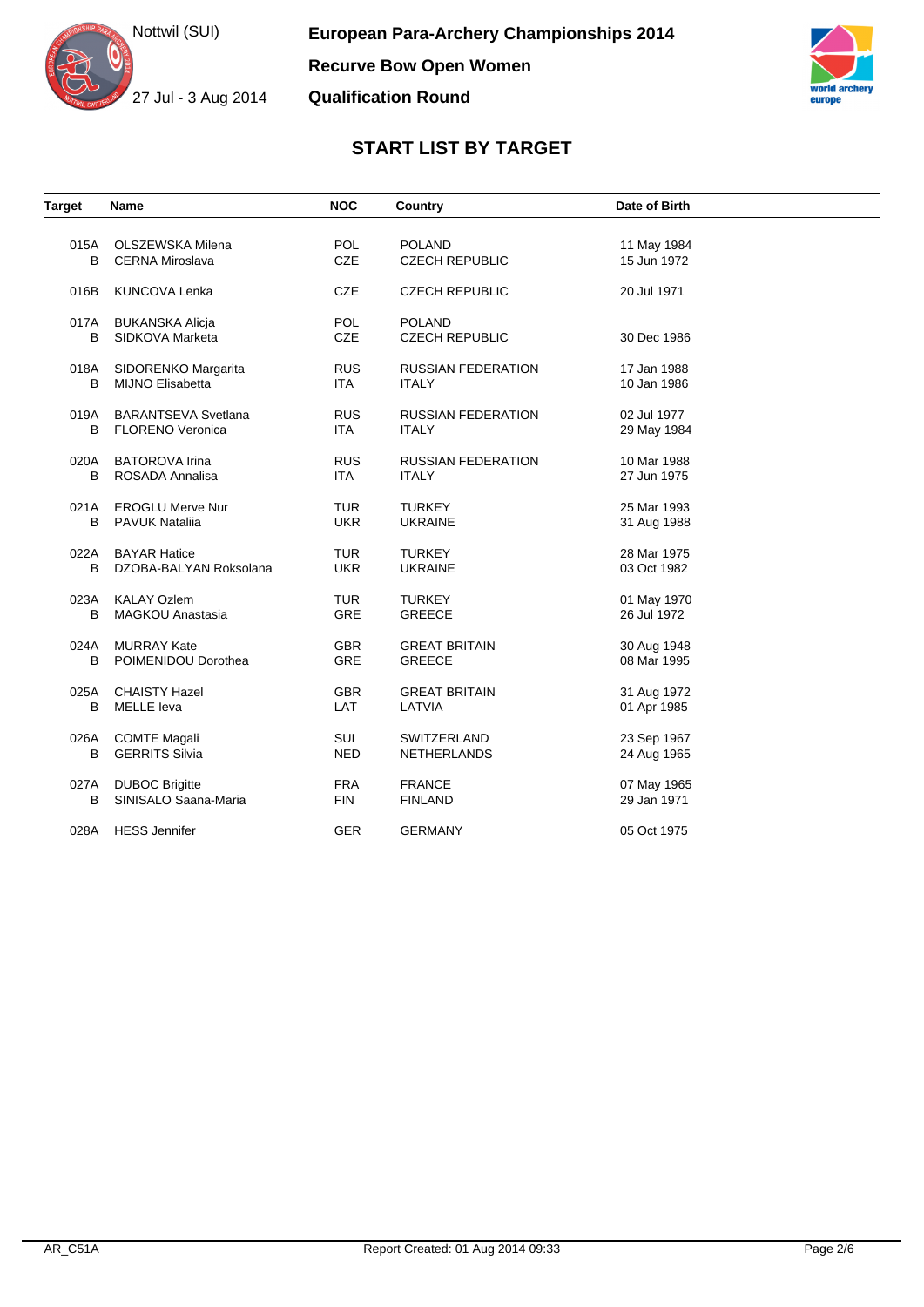## START LIST BY TARGET

| Target | Name | NOC | Country | Date of Birth |
|---|---|---|---|---|
| 015A | OLSZEWSKA Milena | POL | POLAND | 11 May 1984 |
| B | CERNA Miroslava | CZE | CZECH REPUBLIC | 15 Jun 1972 |
| 016B | KUNCOVA Lenka | CZE | CZECH REPUBLIC | 20 Jul 1971 |
| 017A | BUKANSKA Alicja | POL | POLAND | |
| B | SIDKOVA Marketa | CZE | CZECH REPUBLIC | 30 Dec 1986 |
| 018A | SIDORENKO Margarita | RUS | RUSSIAN FEDERATION | 17 Jan 1988 |
| B | MIJNO Elisabetta | ITA | ITALY | 10 Jan 1986 |
| 019A | BARANTSEVA Svetlana | RUS | RUSSIAN FEDERATION | 02 Jul 1977 |
| B | FLORENO Veronica | ITA | ITALY | 29 May 1984 |
| 020A | BATOROVA Irina | RUS | RUSSIAN FEDERATION | 10 Mar 1988 |
| B | ROSADA Annalisa | ITA | ITALY | 27 Jun 1975 |
| 021A | EROGLU Merve Nur | TUR | TURKEY | 25 Mar 1993 |
| B | PAVUK Nataliia | UKR | UKRAINE | 31 Aug 1988 |
| 022A | BAYAR Hatice | TUR | TURKEY | 28 Mar 1975 |
| B | DZOBA-BALYAN Roksolana | UKR | UKRAINE | 03 Oct 1982 |
| 023A | KALAY Ozlem | TUR | TURKEY | 01 May 1970 |
| B | MAGKOU Anastasia | GRE | GREECE | 26 Jul 1972 |
| 024A | MURRAY Kate | GBR | GREAT BRITAIN | 30 Aug 1948 |
| B | POIMENIDOU Dorothea | GRE | GREECE | 08 Mar 1995 |
| 025A | CHAISTY Hazel | GBR | GREAT BRITAIN | 31 Aug 1972 |
| B | MELLE Ieva | LAT | LATVIA | 01 Apr 1985 |
| 026A | COMTE Magali | SUI | SWITZERLAND | 23 Sep 1967 |
| B | GERRITS Silvia | NED | NETHERLANDS | 24 Aug 1965 |
| 027A | DUBOC Brigitte | FRA | FRANCE | 07 May 1965 |
| B | SINISALO Saana-Maria | FIN | FINLAND | 29 Jan 1971 |
| 028A | HESS Jennifer | GER | GERMANY | 05 Oct 1975 |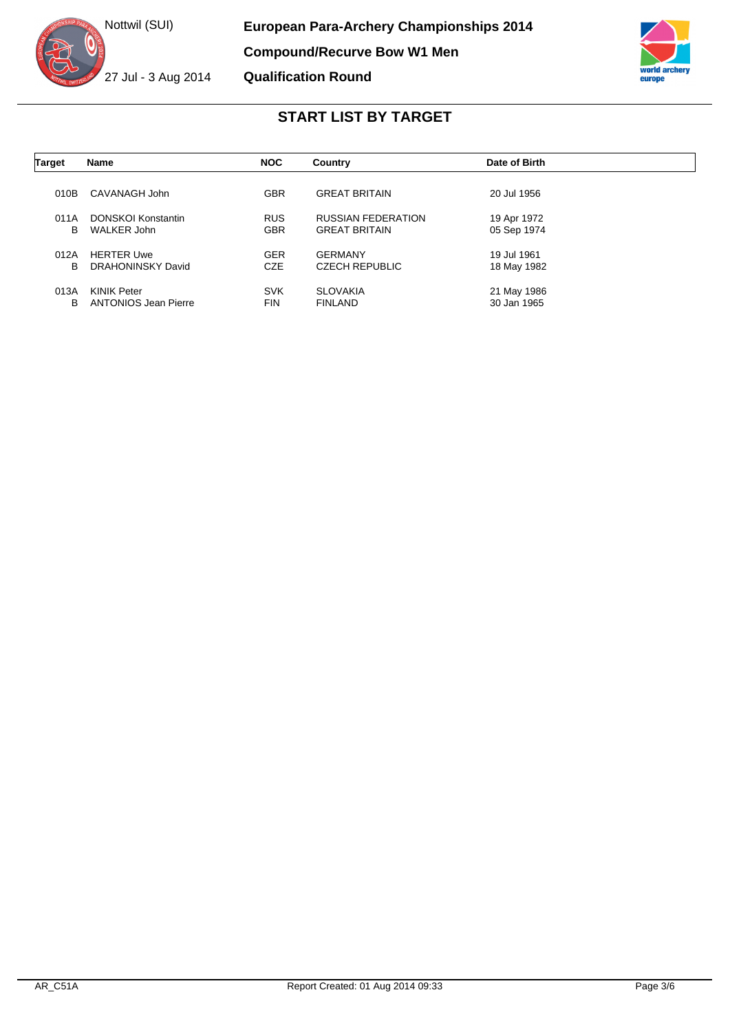Nottwil (SUI)

27 Jul - 3 Aug 2014

**European Para-Archery Championships 2014**

**Compound/Recurve Bow W1 Men**

**Qualification Round**

## START LIST BY TARGET

| Target | Name | NOC | Country | Date of Birth |
|---|---|---|---|---|
| 010B | CAVANAGH John | GBR | GREAT BRITAIN | 20 Jul 1956 |
| 011A | DONSKOI Konstantin | RUS | RUSSIAN FEDERATION | 19 Apr 1972 |
| B | WALKER John | GBR | GREAT BRITAIN | 05 Sep 1974 |
| 012A | HERTER Uwe | GER | GERMANY | 19 Jul 1961 |
| B | DRAHONINSKY David | CZE | CZECH REPUBLIC | 18 May 1982 |
| 013A | KINIK Peter | SVK | SLOVAKIA | 21 May 1986 |
| B | ANTONIOS Jean Pierre | FIN | FINLAND | 30 Jan 1965 |

AR_C51A

Report Created: 01 Aug 2014 09:33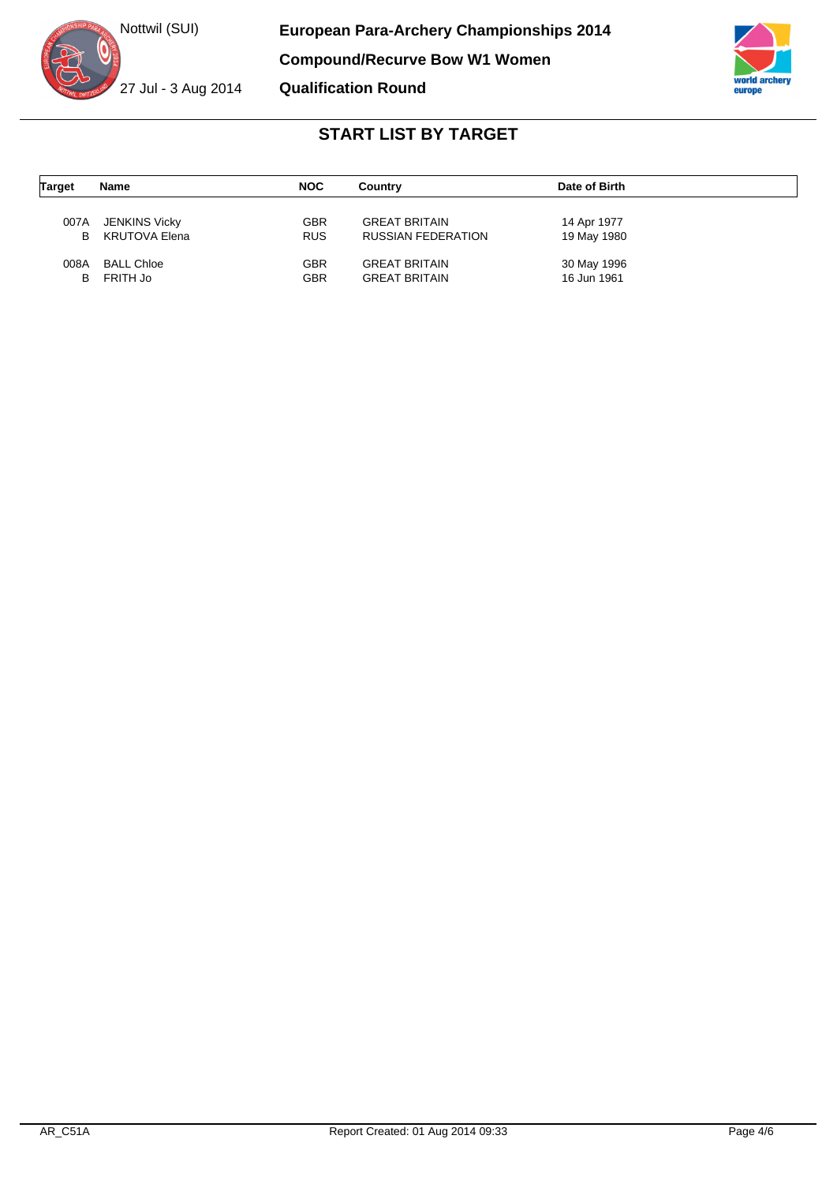# European Para-Archery Championships 2014

Nottwil (SUI)

27 Jul - 3 Aug 2014

**Compound/Recurve Bow W1 Women**

**Qualification Round**

## START LIST BY TARGET

| Target | Name | NOC | Country | Date of Birth |
|---|---|---|---|---|
| 007A | JENKINS Vicky | GBR | GREAT BRITAIN | 14 Apr 1977 |
| B | KRUTOVA Elena | RUS | RUSSIAN FEDERATION | 19 May 1980 |
| 008A | BALL Chloe | GBR | GREAT BRITAIN | 30 May 1996 |
| B | FRITH Jo | GBR | GREAT BRITAIN | 16 Jun 1961 |

AR_C51A

Report Created: 01 Aug 2014 09:33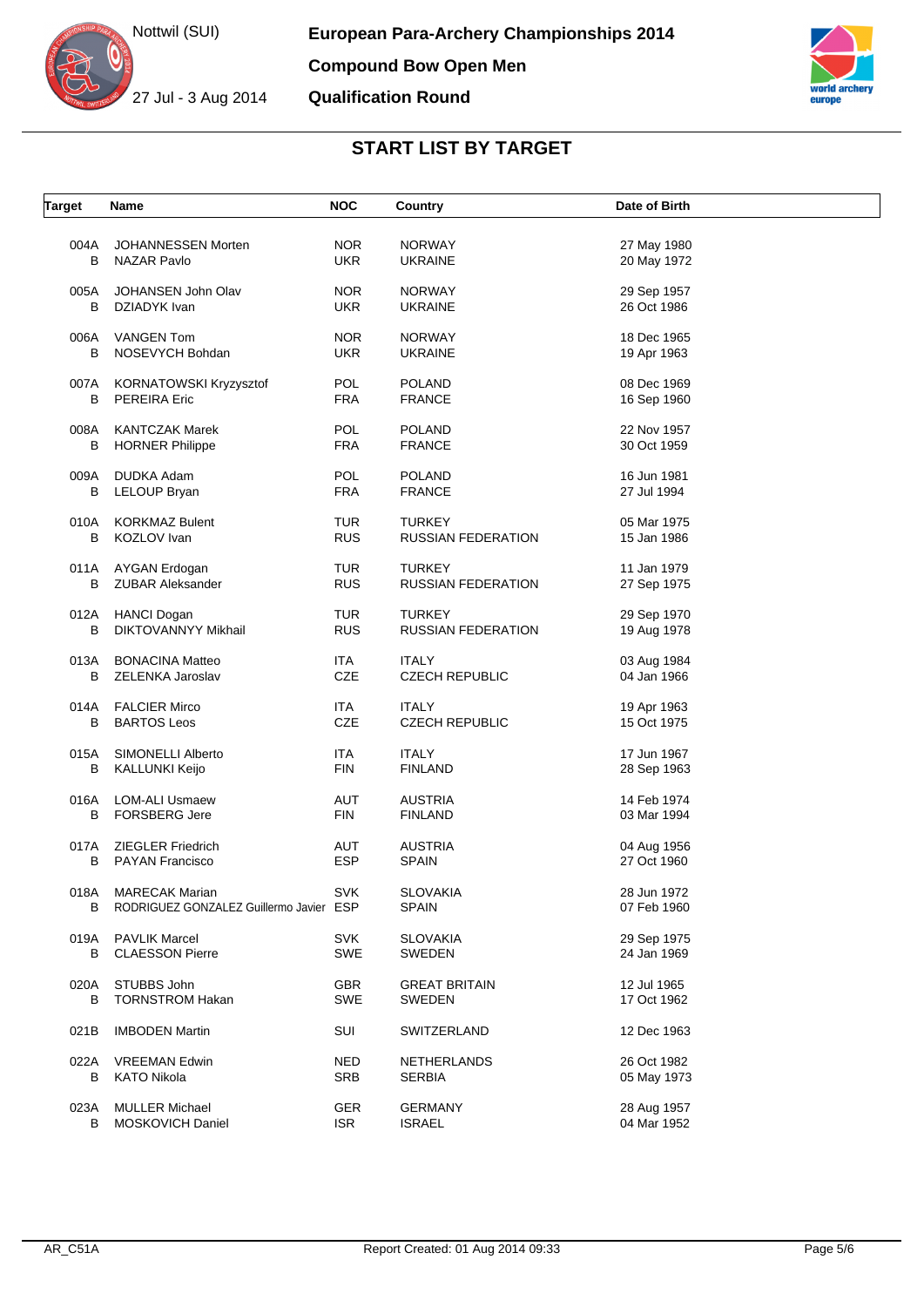European Para-Archery Championships 2014

Compound Bow Open Men

Qualification Round

Nottwil (SUI)

27 Jul - 3 Aug 2014

## START LIST BY TARGET

| Target | Name | NOC | Country | Date of Birth |
|---|---|---|---|---|
| 004A | JOHANNESSEN Morten | NOR | NORWAY | 27 May 1980 |
| B | NAZAR Pavlo | UKR | UKRAINE | 20 May 1972 |
| 005A | JOHANSEN John Olav | NOR | NORWAY | 29 Sep 1957 |
| B | DZIADYK Ivan | UKR | UKRAINE | 26 Oct 1986 |
| 006A | VANGEN Tom | NOR | NORWAY | 18 Dec 1965 |
| B | NOSEVYCH Bohdan | UKR | UKRAINE | 19 Apr 1963 |
| 007A | KORNATOWSKI Kryzysztof | POL | POLAND | 08 Dec 1969 |
| B | PEREIRA Eric | FRA | FRANCE | 16 Sep 1960 |
| 008A | KANTCZAK Marek | POL | POLAND | 22 Nov 1957 |
| B | HORNER Philippe | FRA | FRANCE | 30 Oct 1959 |
| 009A | DUDKA Adam | POL | POLAND | 16 Jun 1981 |
| B | LELOUP Bryan | FRA | FRANCE | 27 Jul 1994 |
| 010A | KORKMAZ Bulent | TUR | TURKEY | 05 Mar 1975 |
| B | KOZLOV Ivan | RUS | RUSSIAN FEDERATION | 15 Jan 1986 |
| 011A | AYGAN Erdogan | TUR | TURKEY | 11 Jan 1979 |
| B | ZUBAR Aleksander | RUS | RUSSIAN FEDERATION | 27 Sep 1975 |
| 012A | HANCI Dogan | TUR | TURKEY | 29 Sep 1970 |
| B | DIKTOVANNYY Mikhail | RUS | RUSSIAN FEDERATION | 19 Aug 1978 |
| 013A | BONACINA Matteo | ITA | ITALY | 03 Aug 1984 |
| B | ZELENKA Jaroslav | CZE | CZECH REPUBLIC | 04 Jan 1966 |
| 014A | FALCIER Mirco | ITA | ITALY | 19 Apr 1963 |
| B | BARTOS Leos | CZE | CZECH REPUBLIC | 15 Oct 1975 |
| 015A | SIMONELLI Alberto | ITA | ITALY | 17 Jun 1967 |
| B | KALLUNKI Keijo | FIN | FINLAND | 28 Sep 1963 |
| 016A | LOM-ALI Usmaew | AUT | AUSTRIA | 14 Feb 1974 |
| B | FORSBERG Jere | FIN | FINLAND | 03 Mar 1994 |
| 017A | ZIEGLER Friedrich | AUT | AUSTRIA | 04 Aug 1956 |
| B | PAYAN Francisco | ESP | SPAIN | 27 Oct 1960 |
| 018A | MARECAK Marian | SVK | SLOVAKIA | 28 Jun 1972 |
| B | RODRIGUEZ GONZALEZ Guillermo Javier | ESP | SPAIN | 07 Feb 1960 |
| 019A | PAVLIK Marcel | SVK | SLOVAKIA | 29 Sep 1975 |
| B | CLAESSON Pierre | SWE | SWEDEN | 24 Jan 1969 |
| 020A | STUBBS John | GBR | GREAT BRITAIN | 12 Jul 1965 |
| B | TORNSTROM Hakan | SWE | SWEDEN | 17 Oct 1962 |
| 021B | IMBODEN Martin | SUI | SWITZERLAND | 12 Dec 1963 |
| 022A | VREEMAN Edwin | NED | NETHERLANDS | 26 Oct 1982 |
| B | KATO Nikola | SRB | SERBIA | 05 May 1973 |
| 023A | MULLER Michael | GER | GERMANY | 28 Aug 1957 |
| B | MOSKOVICH Daniel | ISR | ISRAEL | 04 Mar 1952 |

AR_C51A    Report Created: 01 Aug 2014 09:33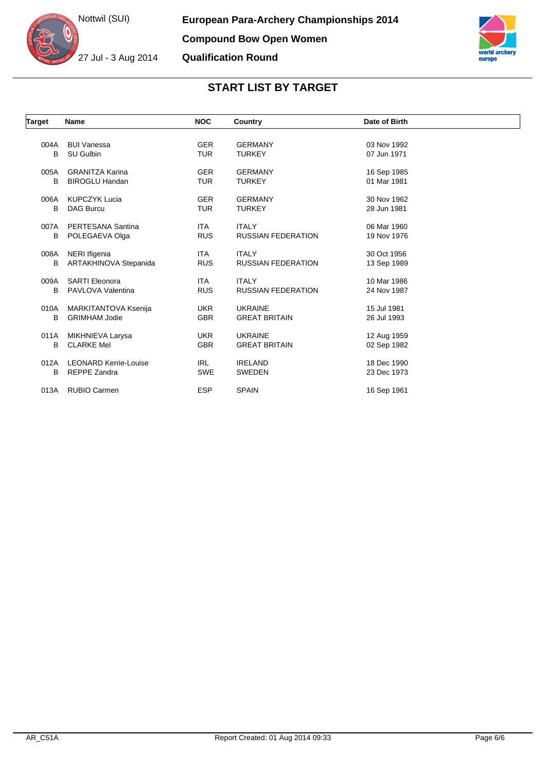# START LIST BY TARGET

| Target | Name | NOC | Country | Date of Birth |
|---|---|---|---|---|
| 004A | BUI Vanessa | GER | GERMANY | 03 Nov 1992 |
| B | SU Gulbin | TUR | TURKEY | 07 Jun 1971 |
| 005A | GRANITZA Karina | GER | GERMANY | 16 Sep 1985 |
| B | BIROGLU Handan | TUR | TURKEY | 01 Mar 1981 |
| 006A | KUPCZYK Lucia | GER | GERMANY | 30 Nov 1962 |
| B | DAG Burcu | TUR | TURKEY | 28 Jun 1981 |
| 007A | PERTESANA Santina | ITA | ITALY | 06 Mar 1960 |
| B | POLEGAEVA Olga | RUS | RUSSIAN FEDERATION | 19 Nov 1976 |
| 008A | NERI Ifigenia | ITA | ITALY | 30 Oct 1956 |
| B | ARTAKHINOVA Stepanida | RUS | RUSSIAN FEDERATION | 13 Sep 1989 |
| 009A | SARTI Eleonora | ITA | ITALY | 10 Mar 1986 |
| B | PAVLOVA Valentina | RUS | RUSSIAN FEDERATION | 24 Nov 1987 |
| 010A | MARKITANTOVA Ksenija | UKR | UKRAINE | 15 Jul 1981 |
| B | GRIMHAM Jodie | GBR | GREAT BRITAIN | 26 Jul 1993 |
| 011A | MIKHNIEVA Larysa | UKR | UKRAINE | 12 Aug 1959 |
| B | CLARKE Mel | GBR | GREAT BRITAIN | 02 Sep 1982 |
| 012A | LEONARD Kerrie-Louise | IRL | IRELAND | 18 Dec 1990 |
| B | REPPE Zandra | SWE | SWEDEN | 23 Dec 1973 |
| 013A | RUBIO Carmen | ESP | SPAIN | 16 Sep 1961 |